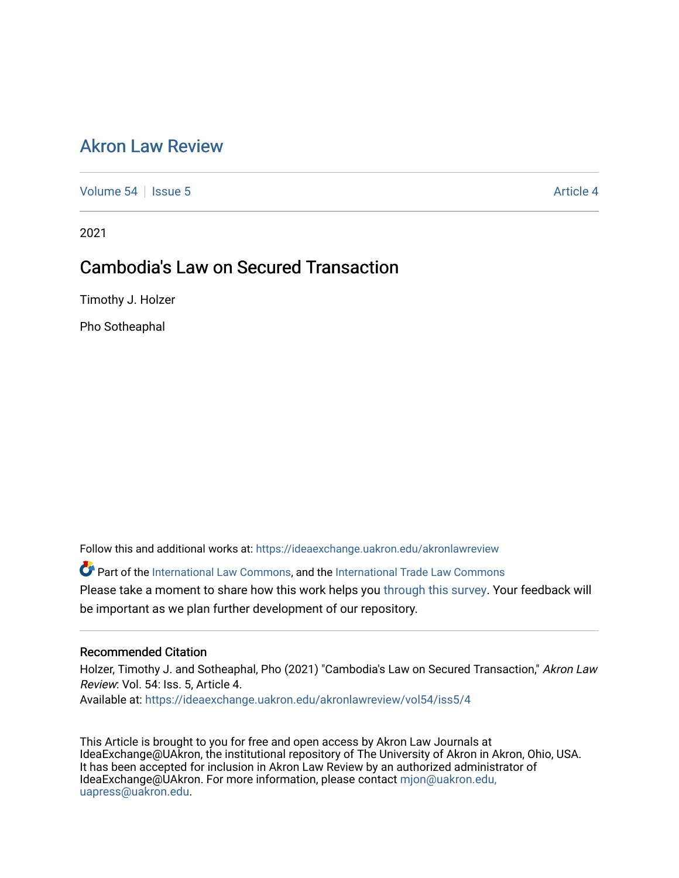# Akron Law Review

Volume 54 | Issue 5 | Article 4

2021

## Cambodia's Law on Secured Transaction

Timothy J. Holzer

Pho Sotheaphal

Follow this and additional works at: https://ideaexchange.uakron.edu/akronlawreview

Part of the International Law Commons, and the International Trade Law Commons

Please take a moment to share how this work helps you through this survey. Your feedback will be important as we plan further development of our repository.

### Recommended Citation

Holzer, Timothy J. and Sotheaphal, Pho (2021) "Cambodia's Law on Secured Transaction," *Akron Law Review*: Vol. 54: Iss. 5, Article 4.
Available at: https://ideaexchange.uakron.edu/akronlawreview/vol54/iss5/4

This Article is brought to you for free and open access by Akron Law Journals at IdeaExchange@UAkron, the institutional repository of The University of Akron in Akron, Ohio, USA. It has been accepted for inclusion in Akron Law Review by an authorized administrator of IdeaExchange@UAkron. For more information, please contact mjon@uakron.edu, uapress@uakron.edu.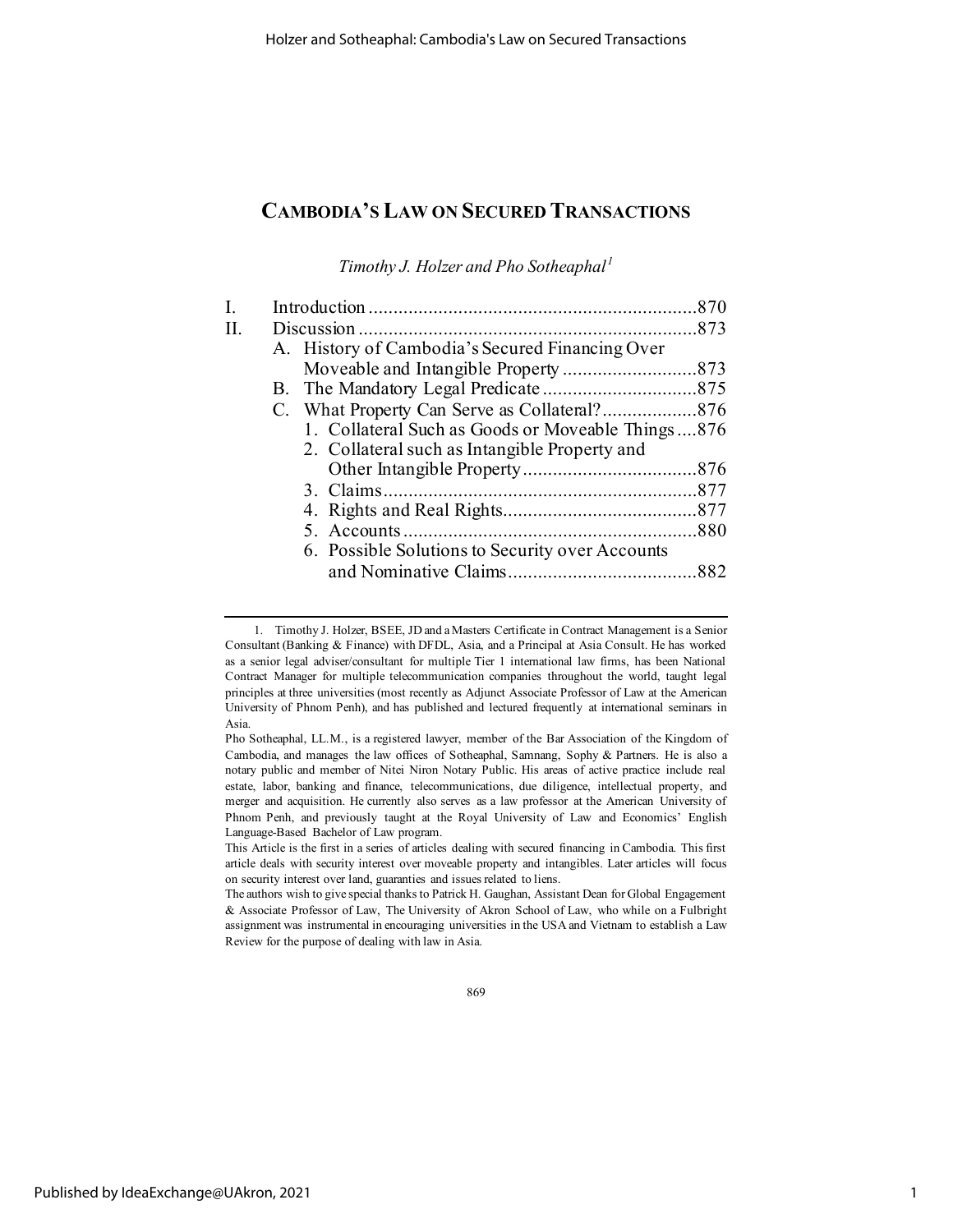# CAMBODIA'S LAW ON SECURED TRANSACTIONS

*Timothy J. Holzer and Pho Sotheaphal*[1]

| | | |
|---|---|---|
| I. | Introduction | 870 |
| II. | Discussion | 873 |
| | A. History of Cambodia's Secured Financing Over Moveable and Intangible Property | 873 |
| | B. The Mandatory Legal Predicate | 875 |
| | C. What Property Can Serve as Collateral? | 876 |
| | 1. Collateral Such as Goods or Moveable Things | 876 |
| | 2. Collateral such as Intangible Property and Other Intangible Property | 876 |
| | 3. Claims | 877 |
| | 4. Rights and Real Rights | 877 |
| | 5. Accounts | 880 |
| | 6. Possible Solutions to Security over Accounts and Nominative Claims | 882 |

---

1. Timothy J. Holzer, BSEE, JD and a Masters Certificate in Contract Management is a Senior Consultant (Banking & Finance) with DFDL, Asia, and a Principal at Asia Consult. He has worked as a senior legal adviser/consultant for multiple Tier 1 international law firms, has been National Contract Manager for multiple telecommunication companies throughout the world, taught legal principles at three universities (most recently as Adjunct Associate Professor of Law at the American University of Phnom Penh), and has published and lectured frequently at international seminars in Asia.

Pho Sotheaphal, LL.M., is a registered lawyer, member of the Bar Association of the Kingdom of Cambodia, and manages the law offices of Sotheaphal, Samnang, Sophy & Partners. He is also a notary public and member of Nitei Niron Notary Public. His areas of active practice include real estate, labor, banking and finance, telecommunications, due diligence, intellectual property, and merger and acquisition. He currently also serves as a law professor at the American University of Phnom Penh, and previously taught at the Royal University of Law and Economics' English Language-Based Bachelor of Law program.

This Article is the first in a series of articles dealing with secured financing in Cambodia. This first article deals with security interest over moveable property and intangibles. Later articles will focus on security interest over land, guaranties and issues related to liens.

The authors wish to give special thanks to Patrick H. Gaughan, Assistant Dean for Global Engagement & Associate Professor of Law, The University of Akron School of Law, who while on a Fulbright assignment was instrumental in encouraging universities in the USA and Vietnam to establish a Law Review for the purpose of dealing with law in Asia.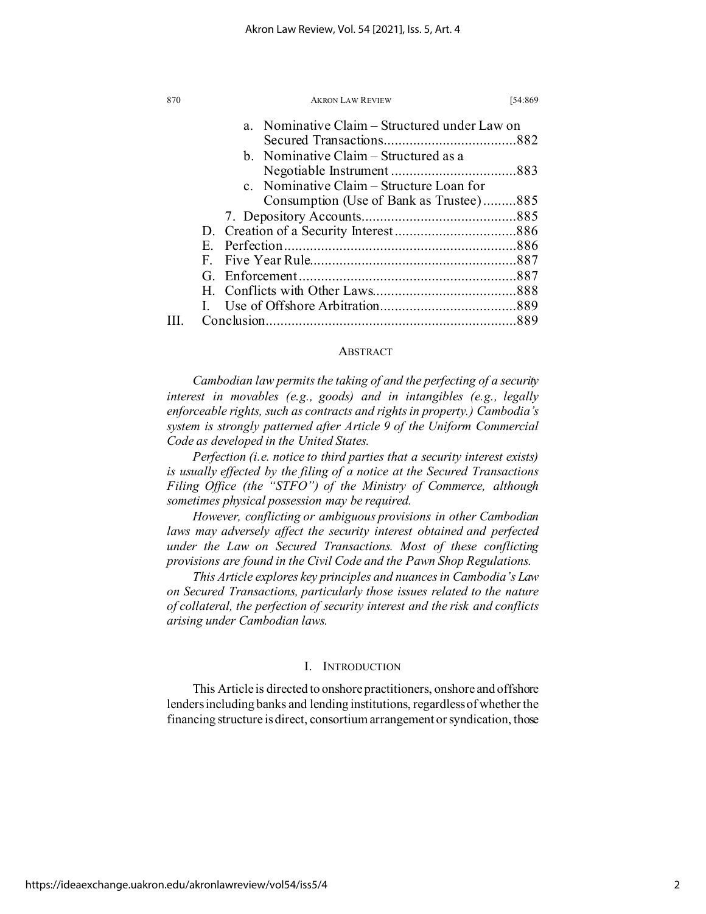a. Nominative Claim – Structured under Law on Secured Transactions....................................882
b. Nominative Claim – Structured as a Negotiable Instrument ..................................883
c. Nominative Claim – Structure Loan for Consumption (Use of Bank as Trustee) .........885

7. Depository Accounts..........................................885

D. Creation of a Security Interest .................................886
E. Perfection..............................................................886
F. Five Year Rule.......................................................887
G. Enforcement ..........................................................887
H. Conflicts with Other Laws......................................888
I. Use of Offshore Arbitration.....................................889

III. Conclusion...................................................................889

## ABSTRACT

*Cambodian law permits the taking of and the perfecting of a security interest in movables (e.g., goods) and in intangibles (e.g., legally enforceable rights, such as contracts and rights in property.) Cambodia's system is strongly patterned after Article 9 of the Uniform Commercial Code as developed in the United States.*

*Perfection (i.e. notice to third parties that a security interest exists) is usually effected by the filing of a notice at the Secured Transactions Filing Office (the "STFO") of the Ministry of Commerce, although sometimes physical possession may be required.*

*However, conflicting or ambiguous provisions in other Cambodian laws may adversely affect the security interest obtained and perfected under the Law on Secured Transactions. Most of these conflicting provisions are found in the Civil Code and the Pawn Shop Regulations.*

*This Article explores key principles and nuances in Cambodia's Law on Secured Transactions, particularly those issues related to the nature of collateral, the perfection of security interest and the risk and conflicts arising under Cambodian laws.*

## I. INTRODUCTION

This Article is directed to onshore practitioners, onshore and offshore lenders including banks and lending institutions, regardless of whether the financing structure is direct, consortium arrangement or syndication, those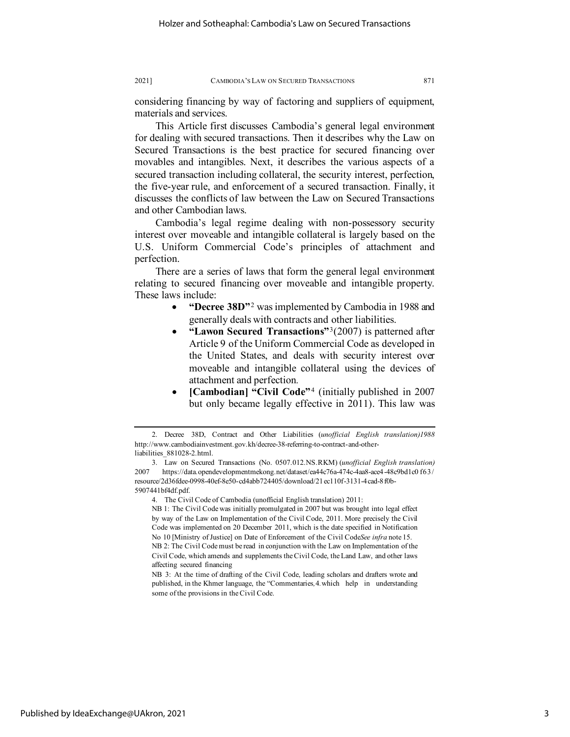considering financing by way of factoring and suppliers of equipment, materials and services.

This Article first discusses Cambodia's general legal environment for dealing with secured transactions. Then it describes why the Law on Secured Transactions is the best practice for secured financing over movables and intangibles. Next, it describes the various aspects of a secured transaction including collateral, the security interest, perfection, the five-year rule, and enforcement of a secured transaction. Finally, it discusses the conflicts of law between the Law on Secured Transactions and other Cambodian laws.

Cambodia's legal regime dealing with non-possessory security interest over moveable and intangible collateral is largely based on the U.S. Uniform Commercial Code's principles of attachment and perfection.

There are a series of laws that form the general legal environment relating to secured financing over moveable and intangible property. These laws include:

- **"Decree 38D"**[2] was implemented by Cambodia in 1988 and generally deals with contracts and other liabilities.
- **"Lawon Secured Transactions"**[3](2007) is patterned after Article 9 of the Uniform Commercial Code as developed in the United States, and deals with security interest over moveable and intangible collateral using the devices of attachment and perfection.
- **[Cambodian] "Civil Code"**[4] (initially published in 2007 but only became legally effective in 2011). This law was

---

2. Decree 38D, Contract and Other Liabilities (*unofficial English translation)1988* http://www.cambodiainvestment.gov.kh/decree-38-referring-to-contract-and-other-liabilities_881028-2.html.

3. Law on Secured Transactions (No. 0507.012.NS.RKM) (*unofficial English translation)* 2007 https://data.opendevelopmentmekong.net/dataset/ea44c76a-474c-4aa8-ace4-48c9bd1c0f63/resource/2d36fdee-0998-40ef-8e50-cd4abb724405/download/21ec110f-3131-4cad-8f0b-5907441bf4df.pdf.

4. The Civil Code of Cambodia (unofficial English translation) 2011:

NB 1: The Civil Code was initially promulgated in 2007 but was brought into legal effect by way of the Law on Implementation of the Civil Code, 2011. More precisely the Civil Code was implemented on 20 December 2011, which is the date specified in Notification No 10 [Ministry of Justice] on Date of Enforcement of the Civil Code*See infra* note 15.

NB 2: The Civil Code must be read in conjunction with the Law on Implementation of the Civil Code, which amends and supplements the Civil Code, the Land Law, and other laws affecting secured financing

NB 3: At the time of drafting of the Civil Code, leading scholars and drafters wrote and published, in the Khmer language, the "Commentaries*,*4.which help in understanding some of the provisions in the Civil Code.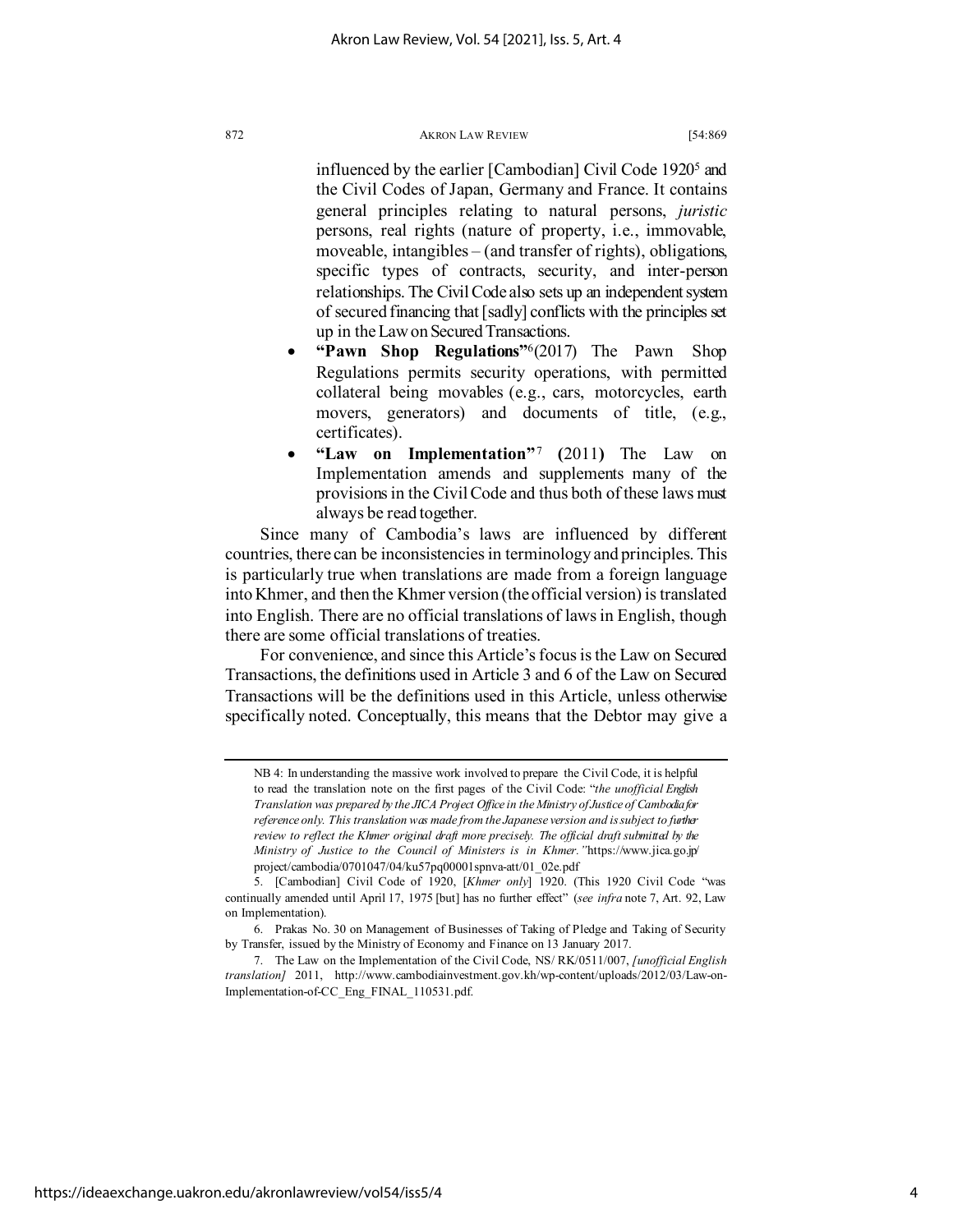influenced by the earlier [Cambodian] Civil Code 1920[5] and the Civil Codes of Japan, Germany and France. It contains general principles relating to natural persons, *juristic* persons, real rights (nature of property, i.e., immovable, moveable, intangibles – (and transfer of rights), obligations, specific types of contracts, security, and inter-person relationships. The Civil Code also sets up an independent system of secured financing that [sadly] conflicts with the principles set up in the Law on Secured Transactions.

- **"Pawn Shop Regulations"**[6] (2017) The Pawn Shop Regulations permits security operations, with permitted collateral being movables (e.g., cars, motorcycles, earth movers, generators) and documents of title, (e.g., certificates).
- **"Law on Implementation"**[7] **(**2011**)** The Law on Implementation amends and supplements many of the provisions in the Civil Code and thus both of these laws must always be read together.

Since many of Cambodia's laws are influenced by different countries, there can be inconsistencies in terminology and principles. This is particularly true when translations are made from a foreign language into Khmer, and then the Khmer version (the official version) is translated into English. There are no official translations of laws in English, though there are some official translations of treaties.

For convenience, and since this Article's focus is the Law on Secured Transactions, the definitions used in Article 3 and 6 of the Law on Secured Transactions will be the definitions used in this Article, unless otherwise specifically noted. Conceptually, this means that the Debtor may give a

---

NB 4: In understanding the massive work involved to prepare the Civil Code, it is helpful to read the translation note on the first pages of the Civil Code: "*the unofficial English Translation was prepared by the JICA Project Office in the Ministry of Justice of Cambodia for reference only. This translation was made from the Japanese version and is subject to further review to reflect the Khmer original draft more precisely. The official draft submitted by the Ministry of Justice to the Council of Ministers is in Khmer.*" https://www.jica.go.jp/project/cambodia/0701047/04/ku57pq00001spnva-att/01_02e.pdf

5. [Cambodian] Civil Code of 1920, [*Khmer only*] 1920. (This 1920 Civil Code "was continually amended until April 17, 1975 [but] has no further effect" (*see infra* note 7, Art. 92, Law on Implementation).

6. Prakas No. 30 on Management of Businesses of Taking of Pledge and Taking of Security by Transfer, issued by the Ministry of Economy and Finance on 13 January 2017.

7. The Law on the Implementation of the Civil Code, NS/ RK/0511/007, *[unofficial English translation]* 2011, http://www.cambodiainvestment.gov.kh/wp-content/uploads/2012/03/Law-on-Implementation-of-CC_Eng_FINAL_110531.pdf.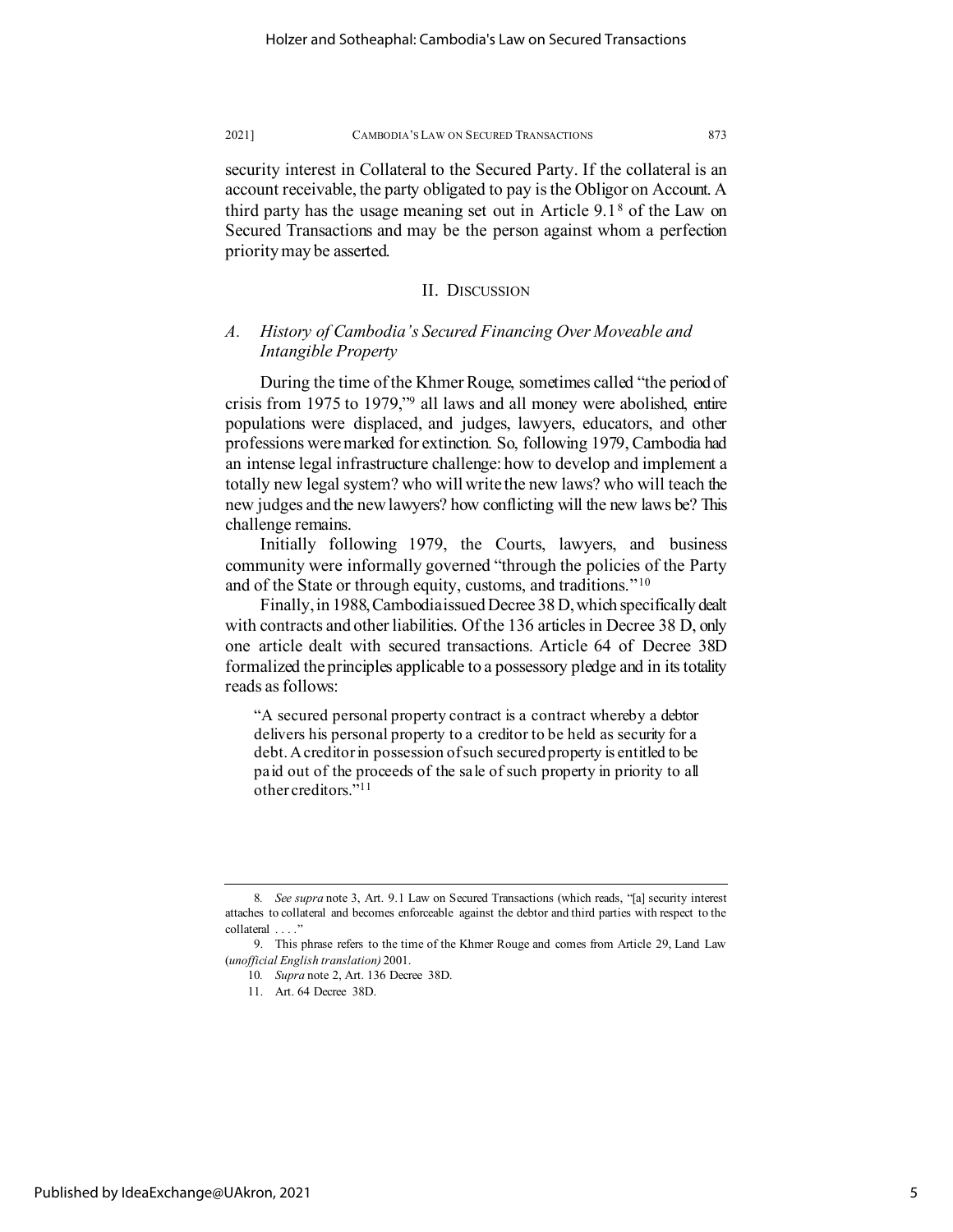security interest in Collateral to the Secured Party. If the collateral is an account receivable, the party obligated to pay is the Obligor on Account. A third party has the usage meaning set out in Article 9.1[8] of the Law on Secured Transactions and may be the person against whom a perfection priority may be asserted.

## II. DISCUSSION

### *A. History of Cambodia's Secured Financing Over Moveable and Intangible Property*

During the time of the Khmer Rouge, sometimes called "the period of crisis from 1975 to 1979,"[9] all laws and all money were abolished, entire populations were displaced, and judges, lawyers, educators, and other professions were marked for extinction. So, following 1979, Cambodia had an intense legal infrastructure challenge: how to develop and implement a totally new legal system? who will write the new laws? who will teach the new judges and the new lawyers? how conflicting will the new laws be? This challenge remains.

Initially following 1979, the Courts, lawyers, and business community were informally governed "through the policies of the Party and of the State or through equity, customs, and traditions."[10]

Finally, in 1988, Cambodia issued Decree 38 D, which specifically dealt with contracts and other liabilities. Of the 136 articles in Decree 38 D, only one article dealt with secured transactions. Article 64 of Decree 38D formalized the principles applicable to a possessory pledge and in its totality reads as follows:

> "A secured personal property contract is a contract whereby a debtor delivers his personal property to a creditor to be held as security for a debt. A creditor in possession of such secured property is entitled to be paid out of the proceeds of the sale of such property in priority to all other creditors."[11]

---

8. *See supra* note 3, Art. 9.1 Law on Secured Transactions (which reads, "[a] security interest attaches to collateral and becomes enforceable against the debtor and third parties with respect to the collateral . . . .")

9. This phrase refers to the time of the Khmer Rouge and comes from Article 29, Land Law (*unofficial English translation)* 2001.

10. *Supra* note 2, Art. 136 Decree 38D.

11. Art. 64 Decree 38D.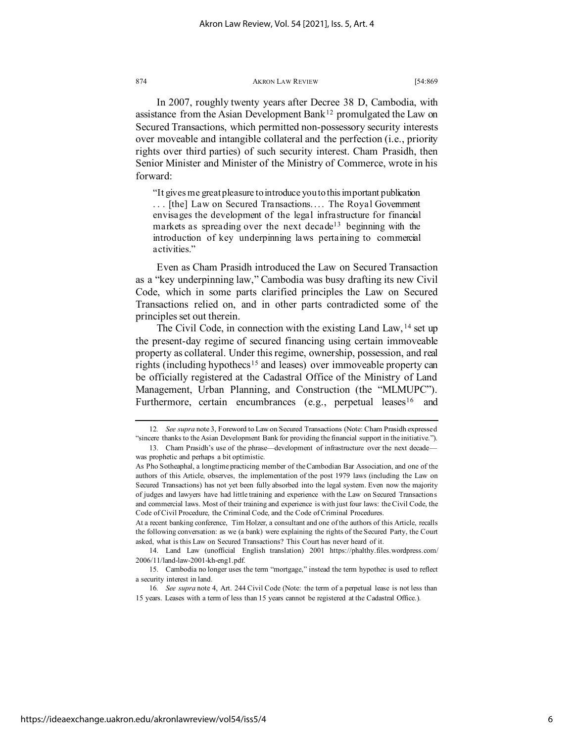In 2007, roughly twenty years after Decree 38 D, Cambodia, with assistance from the Asian Development Bank[12] promulgated the Law on Secured Transactions, which permitted non-possessory security interests over moveable and intangible collateral and the perfection (i.e., priority rights over third parties) of such security interest. Cham Prasidh, then Senior Minister and Minister of the Ministry of Commerce, wrote in his forward:

> "It gives me great pleasure to introduce you to this important publication . . . [the] Law on Secured Transactions. . . . The Royal Government envisages the development of the legal infrastructure for financial markets as spreading over the next decade[13] beginning with the introduction of key underpinning laws pertaining to commercial activities."

Even as Cham Prasidh introduced the Law on Secured Transaction as a "key underpinning law," Cambodia was busy drafting its new Civil Code, which in some parts clarified principles the Law on Secured Transactions relied on, and in other parts contradicted some of the principles set out therein.

The Civil Code, in connection with the existing Land Law,[14] set up the present-day regime of secured financing using certain immoveable property as collateral. Under this regime, ownership, possession, and real rights (including hypothecs[15] and leases) over immoveable property can be officially registered at the Cadastral Office of the Ministry of Land Management, Urban Planning, and Construction (the "MLMUPC"). Furthermore, certain encumbrances (e.g., perpetual leases[16] and

---

12. *See supra* note 3, Foreword to Law on Secured Transactions (Note: Cham Prasidh expressed "sincere thanks to the Asian Development Bank for providing the financial support in the initiative.").

13. Cham Prasidh's use of the phrase—development of infrastructure over the next decade—was prophetic and perhaps a bit optimistic.

As Pho Sotheaphal, a longtime practicing member of the Cambodian Bar Association, and one of the authors of this Article, observes, the implementation of the post 1979 laws (including the Law on Secured Transactions) has not yet been fully absorbed into the legal system. Even now the majority of judges and lawyers have had little training and experience with the Law on Secured Transactions and commercial laws. Most of their training and experience is with just four laws: the Civil Code, the Code of Civil Procedure, the Criminal Code, and the Code of Criminal Procedures.

At a recent banking conference, Tim Holzer, a consultant and one of the authors of this Article, recalls the following conversation: as we (a bank) were explaining the rights of the Secured Party, the Court asked, what is this Law on Secured Transactions? This Court has never heard of it.

14. Land Law (unofficial English translation) 2001 https://phalthy.files.wordpress.com/2006/11/land-law-2001-kh-eng1.pdf.

15. Cambodia no longer uses the term "mortgage," instead the term hypothec is used to reflect a security interest in land.

16. *See supra* note 4, Art. 244 Civil Code (Note: the term of a perpetual lease is not less than 15 years. Leases with a term of less than 15 years cannot be registered at the Cadastral Office.).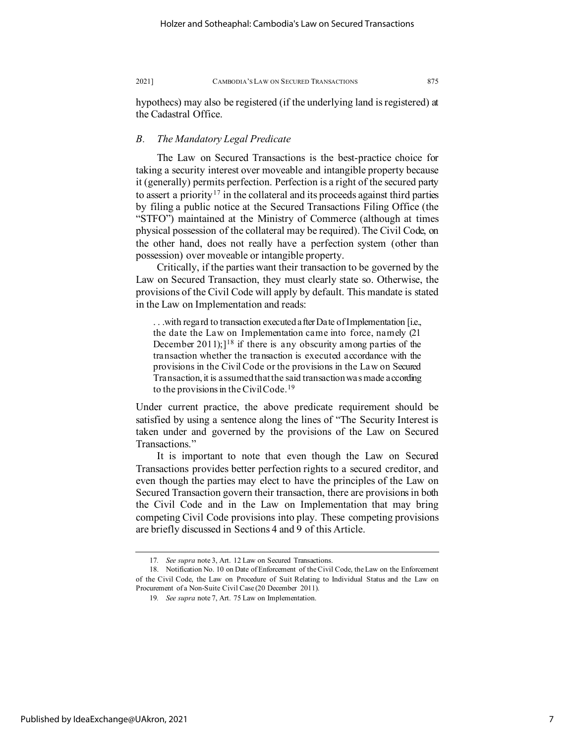hypothecs) may also be registered (if the underlying land is registered) at the Cadastral Office.

### *B. The Mandatory Legal Predicate*

The Law on Secured Transactions is the best-practice choice for taking a security interest over moveable and intangible property because it (generally) permits perfection. Perfection is a right of the secured party to assert a priority[17] in the collateral and its proceeds against third parties by filing a public notice at the Secured Transactions Filing Office (the "STFO") maintained at the Ministry of Commerce (although at times physical possession of the collateral may be required). The Civil Code, on the other hand, does not really have a perfection system (other than possession) over moveable or intangible property.

Critically, if the parties want their transaction to be governed by the Law on Secured Transaction, they must clearly state so. Otherwise, the provisions of the Civil Code will apply by default. This mandate is stated in the Law on Implementation and reads:

> . . .with regard to transaction executed after Date of Implementation [i.e., the date the Law on Implementation came into force, namely (21 December 2011);][18] if there is any obscurity among parties of the transaction whether the transaction is executed accordance with the provisions in the Civil Code or the provisions in the Law on Secured Transaction, it is assumed that the said transaction was made according to the provisions in the Civil Code.[19]

Under current practice, the above predicate requirement should be satisfied by using a sentence along the lines of "The Security Interest is taken under and governed by the provisions of the Law on Secured Transactions."

It is important to note that even though the Law on Secured Transactions provides better perfection rights to a secured creditor, and even though the parties may elect to have the principles of the Law on Secured Transaction govern their transaction, there are provisions in both the Civil Code and in the Law on Implementation that may bring competing Civil Code provisions into play. These competing provisions are briefly discussed in Sections 4 and 9 of this Article.

---

17. *See supra* note 3, Art. 12 Law on Secured Transactions.

18. Notification No. 10 on Date of Enforcement of the Civil Code, the Law on the Enforcement of the Civil Code, the Law on Procedure of Suit Relating to Individual Status and the Law on Procurement of a Non-Suite Civil Case (20 December 2011).

19. *See supra* note 7, Art. 75 Law on Implementation.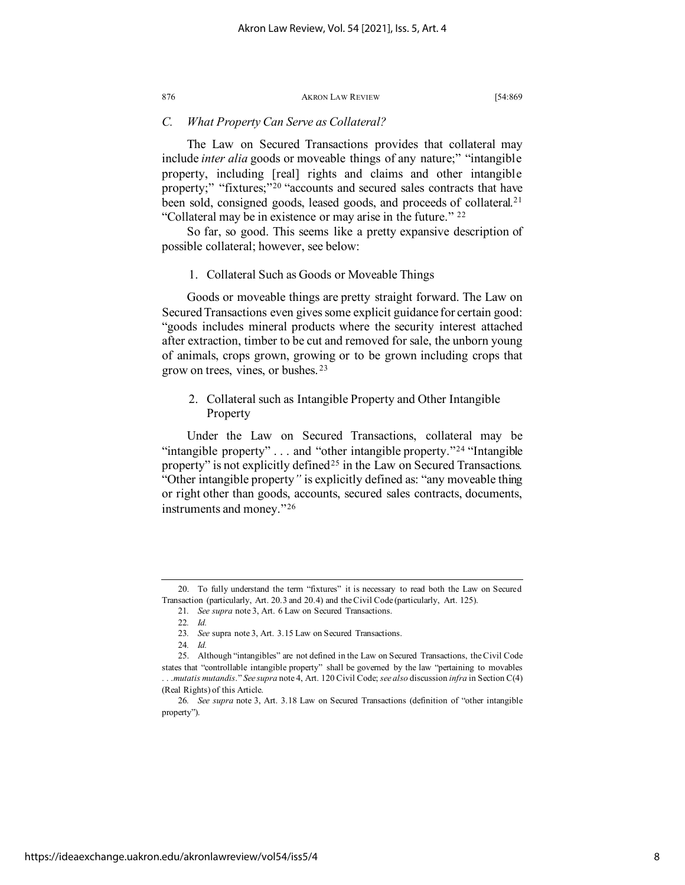### *C. What Property Can Serve as Collateral?*

The Law on Secured Transactions provides that collateral may include *inter alia* goods or moveable things of any nature;" "intangible property, including [real] rights and claims and other intangible property;" "fixtures;"[20] "accounts and secured sales contracts that have been sold, consigned goods, leased goods, and proceeds of collateral.[21] "Collateral may be in existence or may arise in the future." [22]

So far, so good. This seems like a pretty expansive description of possible collateral; however, see below:

#### 1. Collateral Such as Goods or Moveable Things

Goods or moveable things are pretty straight forward. The Law on Secured Transactions even gives some explicit guidance for certain good: "goods includes mineral products where the security interest attached after extraction, timber to be cut and removed for sale, the unborn young of animals, crops grown, growing or to be grown including crops that grow on trees, vines, or bushes. [23]

#### 2. Collateral such as Intangible Property and Other Intangible Property

Under the Law on Secured Transactions, collateral may be "intangible property" . . . and "other intangible property."[24] "Intangible property" is not explicitly defined[25] in the Law on Secured Transactions. "Other intangible property" is explicitly defined as: "any moveable thing or right other than goods, accounts, secured sales contracts, documents, instruments and money."[26]

---

20. To fully understand the term "fixtures" it is necessary to read both the Law on Secured Transaction (particularly, Art. 20.3 and 20.4) and the Civil Code (particularly, Art. 125).

21. *See supra* note 3, Art. 6 Law on Secured Transactions.

22. *Id.*

23. *See* supra note 3, Art. 3.15 Law on Secured Transactions.

24. *Id.*

25. Although "intangibles" are not defined in the Law on Secured Transactions, the Civil Code states that "controllable intangible property" shall be governed by the law "pertaining to movables . . .*mutatis mutandis*." *See supra* note 4, Art. 120 Civil Code; *see also* discussion *infra* in Section C(4) (Real Rights) of this Article.

26. *See supra* note 3, Art. 3.18 Law on Secured Transactions (definition of "other intangible property").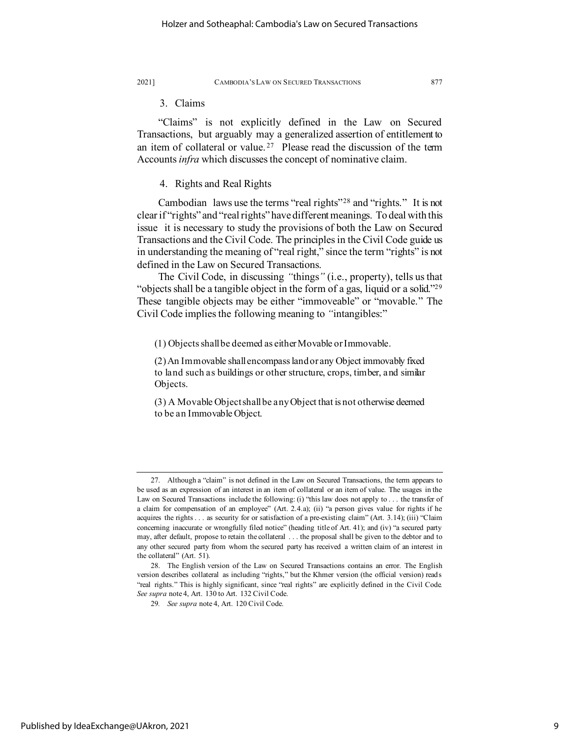### 3. Claims

"Claims" is not explicitly defined in the Law on Secured Transactions, but arguably may a generalized assertion of entitlement to an item of collateral or value.[27] Please read the discussion of the term Accounts *infra* which discusses the concept of nominative claim.

### 4. Rights and Real Rights

Cambodian laws use the terms "real rights"[28] and "rights." It is not clear if "rights" and "real rights" have different meanings. To deal with this issue it is necessary to study the provisions of both the Law on Secured Transactions and the Civil Code. The principles in the Civil Code guide us in understanding the meaning of "real right," since the term "rights" is not defined in the Law on Secured Transactions.

The Civil Code, in discussing *"things"* (i.e., property), tells us that "objects shall be a tangible object in the form of a gas, liquid or a solid."[29] These tangible objects may be either "immoveable" or "movable." The Civil Code implies the following meaning to *"*intangibles:"

> (1) Objects shall be deemed as either Movable or Immovable.
>
> (2) An Immovable shall encompass land or any Object immovably fixed to land such as buildings or other structure, crops, timber, and similar Objects.
>
> (3) A Movable Object shall be any Object that is not otherwise deemed to be an Immovable Object.

---

27. Although a "claim" is not defined in the Law on Secured Transactions, the term appears to be used as an expression of an interest in an item of collateral or an item of value. The usages in the Law on Secured Transactions include the following: (i) "this law does not apply to . . . the transfer of a claim for compensation of an employee" (Art. 2.4.a); (ii) "a person gives value for rights if he acquires the rights . . . as security for or satisfaction of a pre-existing claim" (Art. 3.14); (iii) "Claim concerning inaccurate or wrongfully filed notice" (heading title of Art. 41); and (iv) "a secured party may, after default, propose to retain the collateral . . . the proposal shall be given to the debtor and to any other secured party from whom the secured party has received a written claim of an interest in the collateral" (Art. 51).

28. The English version of the Law on Secured Transactions contains an error. The English version describes collateral as including "rights," but the Khmer version (the official version) reads "real rights." This is highly significant, since "real rights" are explicitly defined in the Civil Code. *See supra* note 4, Art. 130 to Art. 132 Civil Code.

29. *See supra* note 4, Art. 120 Civil Code.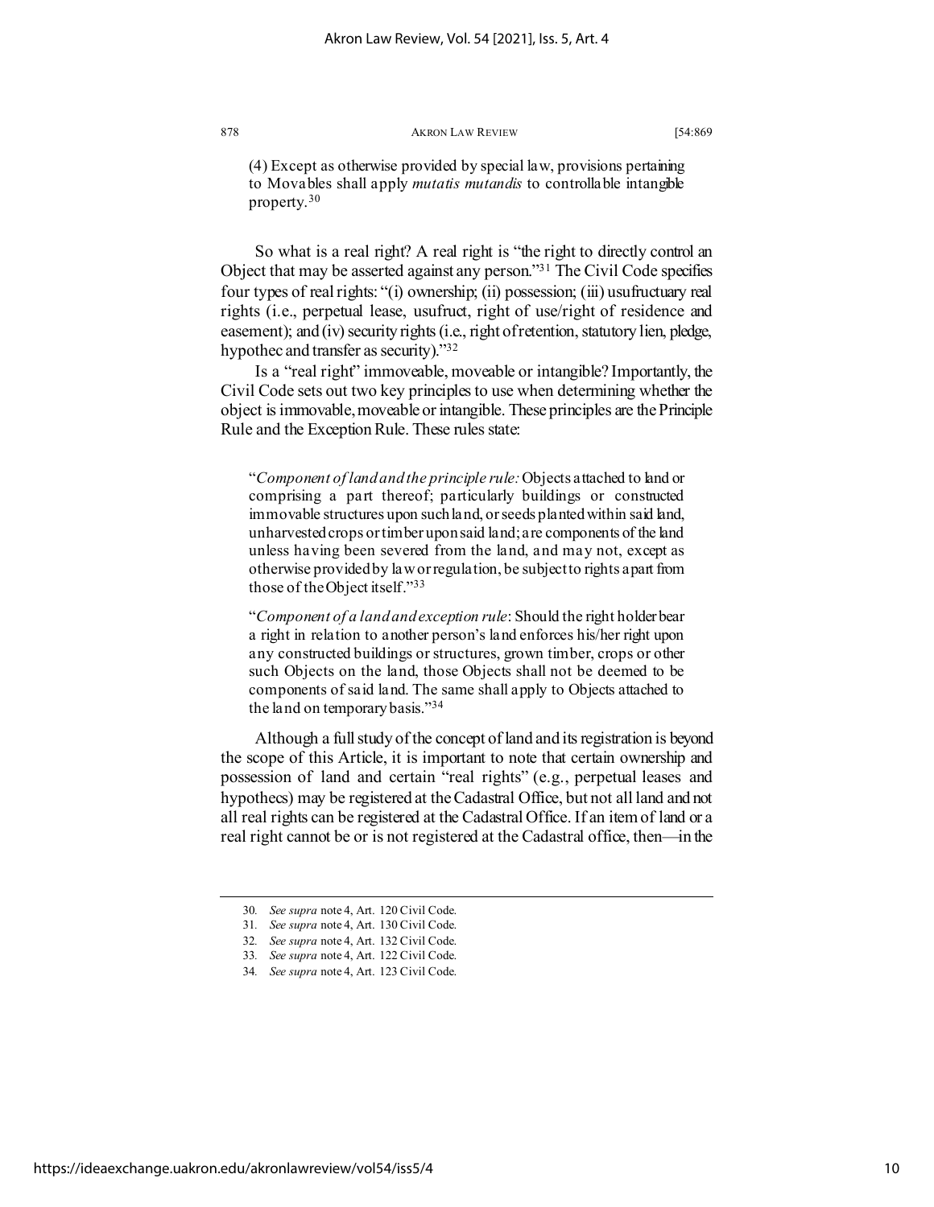(4) Except as otherwise provided by special law, provisions pertaining to Movables shall apply *mutatis mutandis* to controllable intangible property.[30]

So what is a real right? A real right is "the right to directly control an Object that may be asserted against any person."[31] The Civil Code specifies four types of real rights: "(i) ownership; (ii) possession; (iii) usufructuary real rights (i.e., perpetual lease, usufruct, right of use/right of residence and easement); and (iv) security rights (i.e., right of retention, statutory lien, pledge, hypothec and transfer as security)."[32]

Is a "real right" immoveable, moveable or intangible? Importantly, the Civil Code sets out two key principles to use when determining whether the object is immovable, moveable or intangible. These principles are the Principle Rule and the Exception Rule. These rules state:

> "*Component of land and the principle rule:* Objects attached to land or comprising a part thereof; particularly buildings or constructed immovable structures upon such land, or seeds planted within said land, unharvested crops or timber upon said land; are components of the land unless having been severed from the land, and may not, except as otherwise provided by law or regulation, be subject to rights apart from those of the Object itself."[33]

> "*Component of a land and exception rule*: Should the right holder bear a right in relation to another person's land enforces his/her right upon any constructed buildings or structures, grown timber, crops or other such Objects on the land, those Objects shall not be deemed to be components of said land. The same shall apply to Objects attached to the land on temporary basis."[34]

Although a full study of the concept of land and its registration is beyond the scope of this Article, it is important to note that certain ownership and possession of land and certain "real rights" (e.g., perpetual leases and hypothecs) may be registered at the Cadastral Office, but not all land and not all real rights can be registered at the Cadastral Office. If an item of land or a real right cannot be or is not registered at the Cadastral office, then—in the

---

30. *See supra* note 4, Art. 120 Civil Code.
31. *See supra* note 4, Art. 130 Civil Code.
32. *See supra* note 4, Art. 132 Civil Code.
33. *See supra* note 4, Art. 122 Civil Code.
34. *See supra* note 4, Art. 123 Civil Code.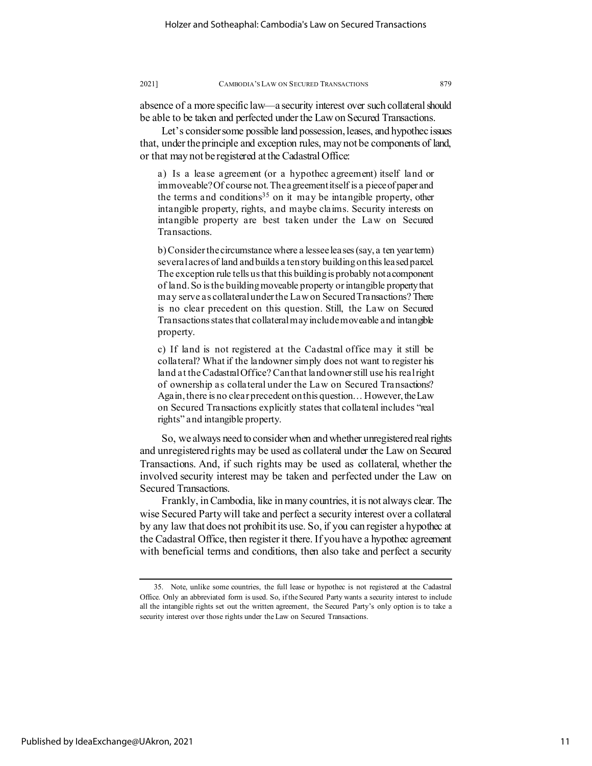absence of a more specific law—a security interest over such collateral should be able to be taken and perfected under the Law on Secured Transactions.

Let's consider some possible land possession, leases, and hypothec issues that, under the principle and exception rules, may not be components of land, or that may not be registered at the Cadastral Office:

> a) Is a lease agreement (or a hypothec agreement) itself land or immoveable? Of course not. The agreement itself is a piece of paper and the terms and conditions[35] on it may be intangible property, other intangible property, rights, and maybe claims. Security interests on intangible property are best taken under the Law on Secured Transactions.
>
> b) Consider the circumstance where a lessee leases (say, a ten year term) several acres of land and builds a ten story building on this leased parcel. The exception rule tells us that this building is probably not a component of land. So is the building moveable property or intangible property that may serve as collateral under the Law on Secured Transactions? There is no clear precedent on this question. Still, the Law on Secured Transactions states that collateral may include moveable and intangible property.
>
> c) If land is not registered at the Cadastral office may it still be collateral? What if the landowner simply does not want to register his land at the Cadastral Office? Can that landowner still use his real right of ownership as collateral under the Law on Secured Transactions? Again, there is no clear precedent on this question… However, the Law on Secured Transactions explicitly states that collateral includes "real rights" and intangible property.

So, we always need to consider when and whether unregistered real rights and unregistered rights may be used as collateral under the Law on Secured Transactions. And, if such rights may be used as collateral, whether the involved security interest may be taken and perfected under the Law on Secured Transactions.

Frankly, in Cambodia, like in many countries, it is not always clear. The wise Secured Party will take and perfect a security interest over a collateral by any law that does not prohibit its use. So, if you can register a hypothec at the Cadastral Office, then register it there. If you have a hypothec agreement with beneficial terms and conditions, then also take and perfect a security

---

35. Note, unlike some countries, the full lease or hypothec is not registered at the Cadastral Office. Only an abbreviated form is used. So, if the Secured Party wants a security interest to include all the intangible rights set out the written agreement, the Secured Party's only option is to take a security interest over those rights under the Law on Secured Transactions.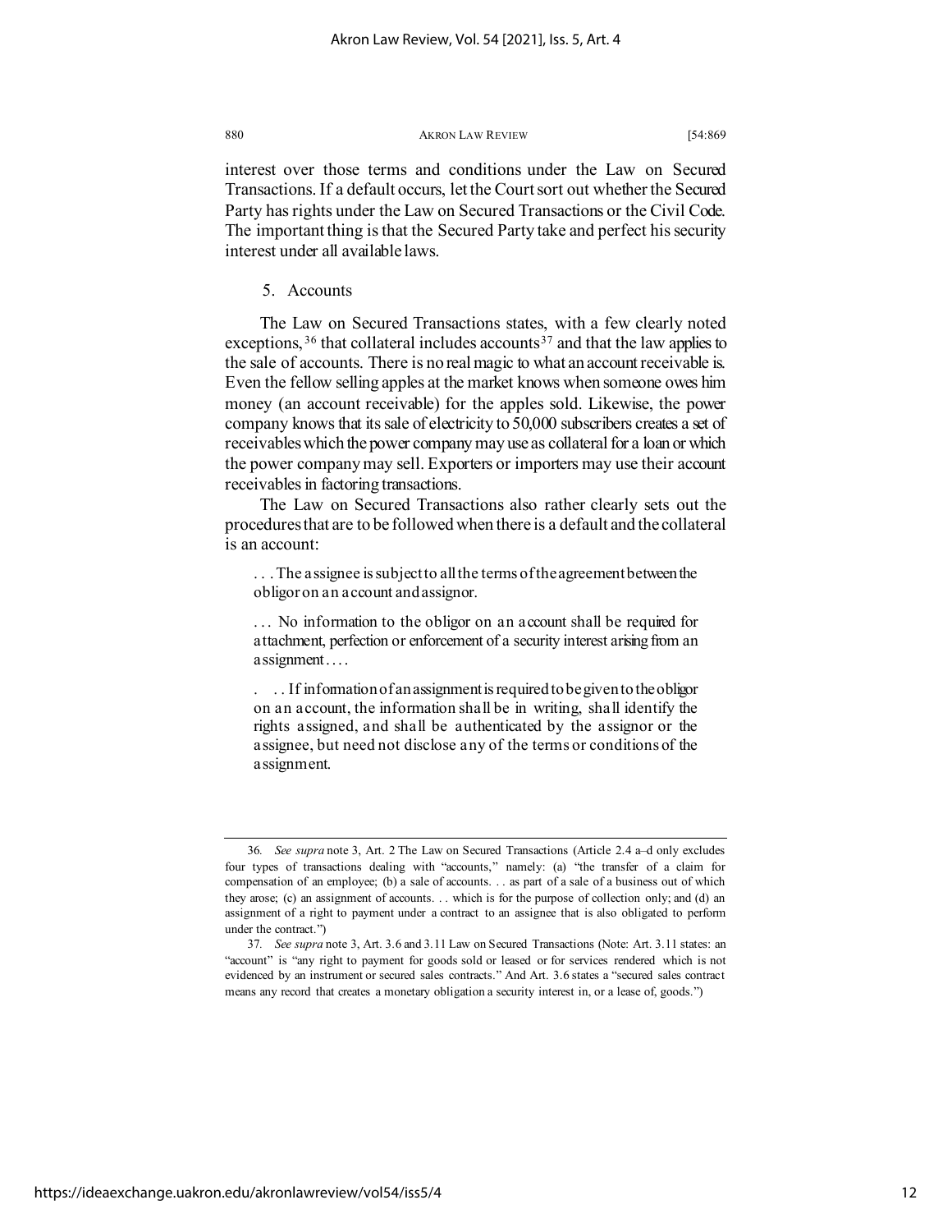interest over those terms and conditions under the Law on Secured Transactions. If a default occurs, let the Court sort out whether the Secured Party has rights under the Law on Secured Transactions or the Civil Code. The important thing is that the Secured Party take and perfect his security interest under all available laws.

### 5. Accounts

The Law on Secured Transactions states, with a few clearly noted exceptions,[36] that collateral includes accounts[37] and that the law applies to the sale of accounts. There is no real magic to what an account receivable is. Even the fellow selling apples at the market knows when someone owes him money (an account receivable) for the apples sold. Likewise, the power company knows that its sale of electricity to 50,000 subscribers creates a set of receivables which the power company may use as collateral for a loan or which the power company may sell. Exporters or importers may use their account receivables in factoring transactions.

The Law on Secured Transactions also rather clearly sets out the procedures that are to be followed when there is a default and the collateral is an account:

> . . . The assignee is subject to all the terms of the agreement between the obligor on an account and assignor.
>
> . . . No information to the obligor on an account shall be required for attachment, perfection or enforcement of a security interest arising from an assignment . . . .
>
> . . . If information of an assignment is required to be given to the obligor on an account, the information shall be in writing, shall identify the rights assigned, and shall be authenticated by the assignor or the assignee, but need not disclose any of the terms or conditions of the assignment.

---

36. *See supra* note 3, Art. 2 The Law on Secured Transactions (Article 2.4 a–d only excludes four types of transactions dealing with "accounts," namely: (a) "the transfer of a claim for compensation of an employee; (b) a sale of accounts. . . as part of a sale of a business out of which they arose; (c) an assignment of accounts. . . which is for the purpose of collection only; and (d) an assignment of a right to payment under a contract to an assignee that is also obligated to perform under the contract.")

37. *See supra* note 3, Art. 3.6 and 3.11 Law on Secured Transactions (Note: Art. 3.11 states: an "account" is "any right to payment for goods sold or leased or for services rendered which is not evidenced by an instrument or secured sales contracts." And Art. 3.6 states a "secured sales contract means any record that creates a monetary obligation a security interest in, or a lease of, goods.")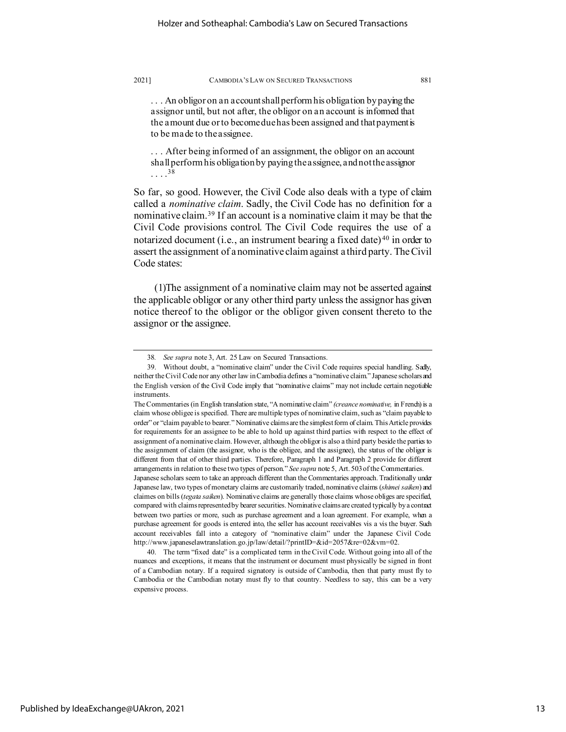> . . . An obligor on an account shall perform his obligation by paying the assignor until, but not after, the obligor on an account is informed that the amount due or to become due has been assigned and that payment is to be made to the assignee.
>
> . . . After being informed of an assignment, the obligor on an account shall perform his obligation by paying the assignee, and not the assignor . . . .[38]

So far, so good. However, the Civil Code also deals with a type of claim called a *nominative claim*. Sadly, the Civil Code has no definition for a nominative claim.[39] If an account is a nominative claim it may be that the Civil Code provisions control. The Civil Code requires the use of a notarized document (i.e., an instrument bearing a fixed date)[40] in order to assert the assignment of a nominative claim against a third party. The Civil Code states:

> (1)The assignment of a nominative claim may not be asserted against the applicable obligor or any other third party unless the assignor has given notice thereof to the obligor or the obligor given consent thereto to the assignor or the assignee.

---

38. *See supra* note 3, Art. 25 Law on Secured Transactions.

39. Without doubt, a "nominative claim" under the Civil Code requires special handling. Sadly, neither the Civil Code nor any other law in Cambodia defines a "nominative claim." Japanese scholars and the English version of the Civil Code imply that "nominative claims" may not include certain negotiable instruments.

The Commentaries (in English translation state, "A nominative claim" *(creance nominative,* in French) is a claim whose obligee is specified. There are multiple types of nominative claim, such as "claim payable to order" or "claim payable to bearer." Nominative claims are the simplest form of claim. This Article provides for requirements for an assignee to be able to hold up against third parties with respect to the effect of assignment of a nominative claim. However, although the obligor is also a third party beside the parties to the assignment of claim (the assignor, who is the obligee, and the assignee), the status of the obligor is different from that of other third parties. Therefore, Paragraph 1 and Paragraph 2 provide for different arrangements in relation to these two types of person." *See supra* note 5, Art. 503 of the Commentaries.

Japanese scholars seem to take an approach different than the Commentaries approach. Traditionally under Japanese law, two types of monetary claims are customarily traded, nominative claims (*shimei saiken*) and claimes on bills (*tegata saiken*). Nominative claims are generally those claims whose obliges are specified, compared with claims represented by bearer securities. Nominative claims are created typically by a contract between two parties or more, such as purchase agreement and a loan agreement. For example, when a purchase agreement for goods is entered into, the seller has account receivables vis a vis the buyer. Such account receivables fall into a category of "nominative claim" under the Japanese Civil Code. http://www.japaneselawtranslation.go.jp/law/detail/?printID=&id=2057&re=02&vm=02.

40. The term "fixed date" is a complicated term in the Civil Code. Without going into all of the nuances and exceptions, it means that the instrument or document must physically be signed in front of a Cambodian notary. If a required signatory is outside of Cambodia, then that party must fly to Cambodia or the Cambodian notary must fly to that country. Needless to say, this can be a very expensive process.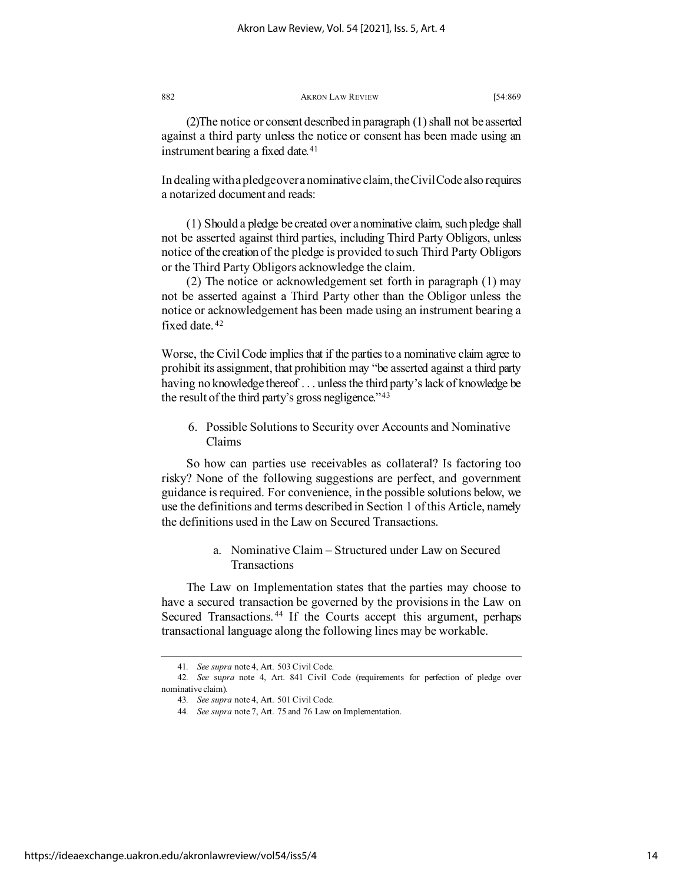(2)The notice or consent described in paragraph (1) shall not be asserted against a third party unless the notice or consent has been made using an instrument bearing a fixed date.[41]

In dealing with a pledge over a nominative claim, the Civil Code also requires a notarized document and reads:

(1) Should a pledge be created over a nominative claim, such pledge shall not be asserted against third parties, including Third Party Obligors, unless notice of the creation of the pledge is provided to such Third Party Obligors or the Third Party Obligors acknowledge the claim.

(2) The notice or acknowledgement set forth in paragraph (1) may not be asserted against a Third Party other than the Obligor unless the notice or acknowledgement has been made using an instrument bearing a fixed date.[42]

Worse, the Civil Code implies that if the parties to a nominative claim agree to prohibit its assignment, that prohibition may "be asserted against a third party having no knowledge thereof . . . unless the third party's lack of knowledge be the result of the third party's gross negligence."[43]

### 6. Possible Solutions to Security over Accounts and Nominative Claims

So how can parties use receivables as collateral? Is factoring too risky? None of the following suggestions are perfect, and government guidance is required. For convenience, in the possible solutions below, we use the definitions and terms described in Section 1 of this Article, namely the definitions used in the Law on Secured Transactions.

#### a. Nominative Claim – Structured under Law on Secured Transactions

The Law on Implementation states that the parties may choose to have a secured transaction be governed by the provisions in the Law on Secured Transactions.[44] If the Courts accept this argument, perhaps transactional language along the following lines may be workable.

---

41. *See supra* note 4, Art. 503 Civil Code.

42. *See supra* note 4, Art. 841 Civil Code (requirements for perfection of pledge over nominative claim).

43. *See supra* note 4, Art. 501 Civil Code.

44. *See supra* note 7, Art. 75 and 76 Law on Implementation.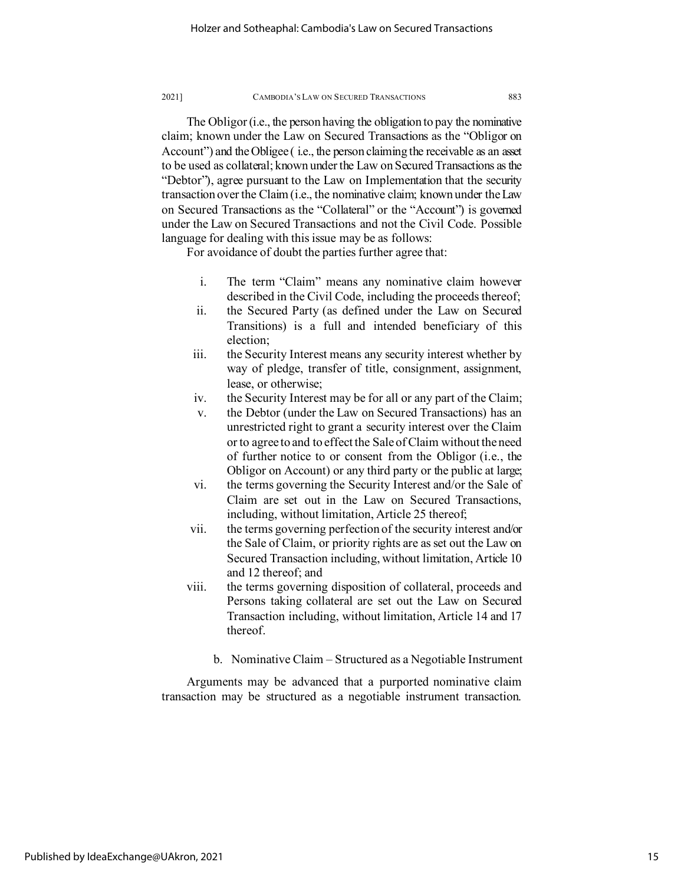The Obligor (i.e., the person having the obligation to pay the nominative claim; known under the Law on Secured Transactions as the "Obligor on Account") and the Obligee ( i.e., the person claiming the receivable as an asset to be used as collateral; known under the Law on Secured Transactions as the "Debtor"), agree pursuant to the Law on Implementation that the security transaction over the Claim (i.e., the nominative claim; known under the Law on Secured Transactions as the "Collateral" or the "Account") is governed under the Law on Secured Transactions and not the Civil Code. Possible language for dealing with this issue may be as follows:

For avoidance of doubt the parties further agree that:

i. The term "Claim" means any nominative claim however described in the Civil Code, including the proceeds thereof;
ii. the Secured Party (as defined under the Law on Secured Transitions) is a full and intended beneficiary of this election;
iii. the Security Interest means any security interest whether by way of pledge, transfer of title, consignment, assignment, lease, or otherwise;
iv. the Security Interest may be for all or any part of the Claim;
v. the Debtor (under the Law on Secured Transactions) has an unrestricted right to grant a security interest over the Claim or to agree to and to effect the Sale of Claim without the need of further notice to or consent from the Obligor (i.e., the Obligor on Account) or any third party or the public at large;
vi. the terms governing the Security Interest and/or the Sale of Claim are set out in the Law on Secured Transactions, including, without limitation, Article 25 thereof;
vii. the terms governing perfection of the security interest and/or the Sale of Claim, or priority rights are as set out the Law on Secured Transaction including, without limitation, Article 10 and 12 thereof; and
viii. the terms governing disposition of collateral, proceeds and Persons taking collateral are set out the Law on Secured Transaction including, without limitation, Article 14 and 17 thereof.

#### b. Nominative Claim – Structured as a Negotiable Instrument

Arguments may be advanced that a purported nominative claim transaction may be structured as a negotiable instrument transaction.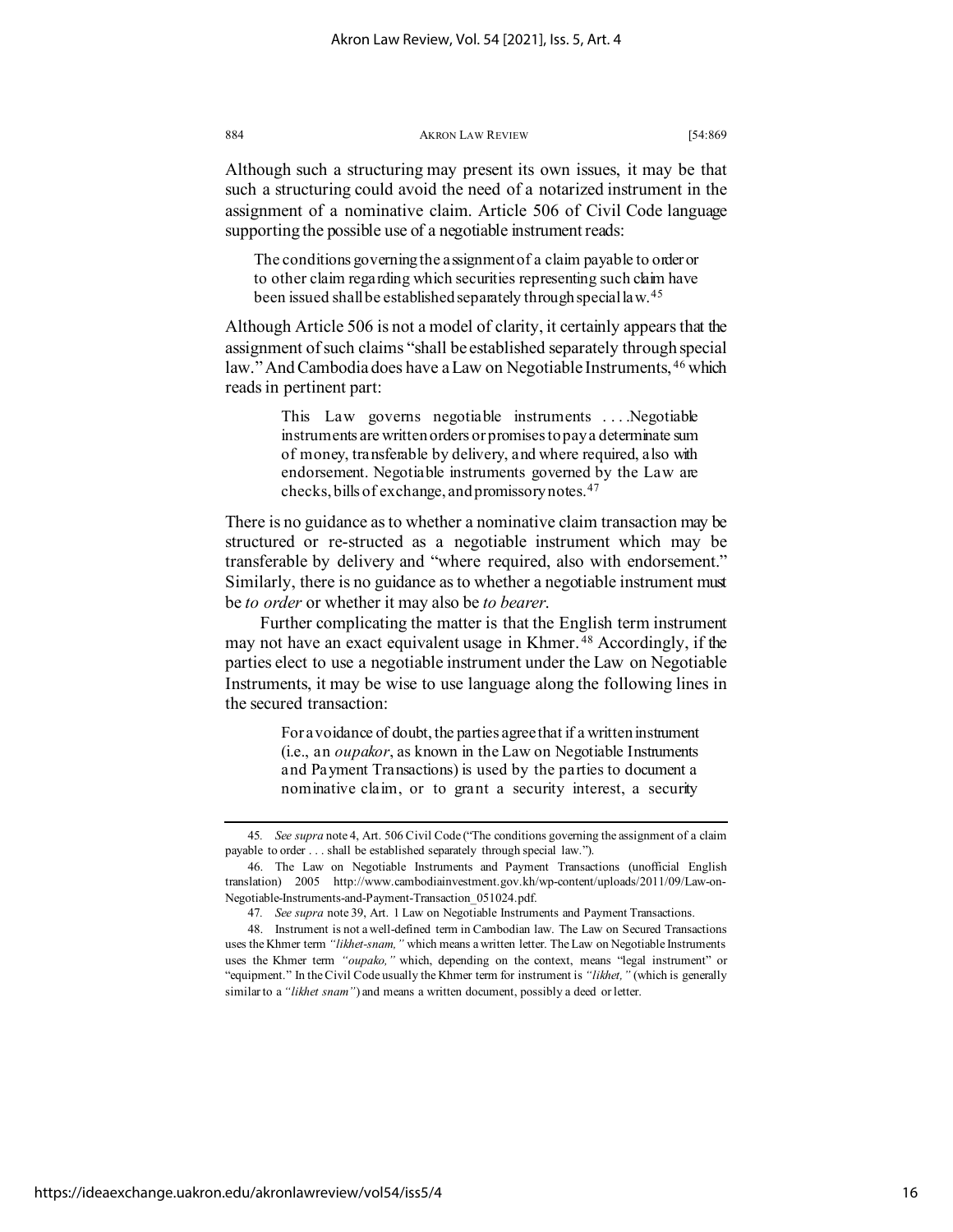Although such a structuring may present its own issues, it may be that such a structuring could avoid the need of a notarized instrument in the assignment of a nominative claim. Article 506 of Civil Code language supporting the possible use of a negotiable instrument reads:

> The conditions governing the assignment of a claim payable to order or to other claim regarding which securities representing such claim have been issued shall be established separately through special law.[45]

Although Article 506 is not a model of clarity, it certainly appears that the assignment of such claims "shall be established separately through special law." And Cambodia does have a Law on Negotiable Instruments,[46] which reads in pertinent part:

> This Law governs negotiable instruments . . . .Negotiable instruments are written orders or promises to pay a determinate sum of money, transferable by delivery, and where required, also with endorsement. Negotiable instruments governed by the Law are checks, bills of exchange, and promissory notes.[47]

There is no guidance as to whether a nominative claim transaction may be structured or re-structed as a negotiable instrument which may be transferable by delivery and "where required, also with endorsement." Similarly, there is no guidance as to whether a negotiable instrument must be *to order* or whether it may also be *to bearer*.

Further complicating the matter is that the English term instrument may not have an exact equivalent usage in Khmer.[48] Accordingly, if the parties elect to use a negotiable instrument under the Law on Negotiable Instruments, it may be wise to use language along the following lines in the secured transaction:

> For avoidance of doubt, the parties agree that if a written instrument (i.e., an *oupakor*, as known in the Law on Negotiable Instruments and Payment Transactions) is used by the parties to document a nominative claim, or to grant a security interest, a security

---

45. *See supra* note 4, Art. 506 Civil Code ("The conditions governing the assignment of a claim payable to order . . . shall be established separately through special law.").

46. The Law on Negotiable Instruments and Payment Transactions (unofficial English translation) 2005 http://www.cambodiainvestment.gov.kh/wp-content/uploads/2011/09/Law-on-Negotiable-Instruments-and-Payment-Transaction_051024.pdf.

47. *See supra* note 39, Art. 1 Law on Negotiable Instruments and Payment Transactions.

48. Instrument is not a well-defined term in Cambodian law. The Law on Secured Transactions uses the Khmer term *"likhet-snam,"* which means a written letter. The Law on Negotiable Instruments uses the Khmer term *"oupako,"* which, depending on the context, means "legal instrument" or "equipment." In the Civil Code usually the Khmer term for instrument is *"likhet,"* (which is generally similar to a *"likhet snam"*) and means a written document, possibly a deed or letter.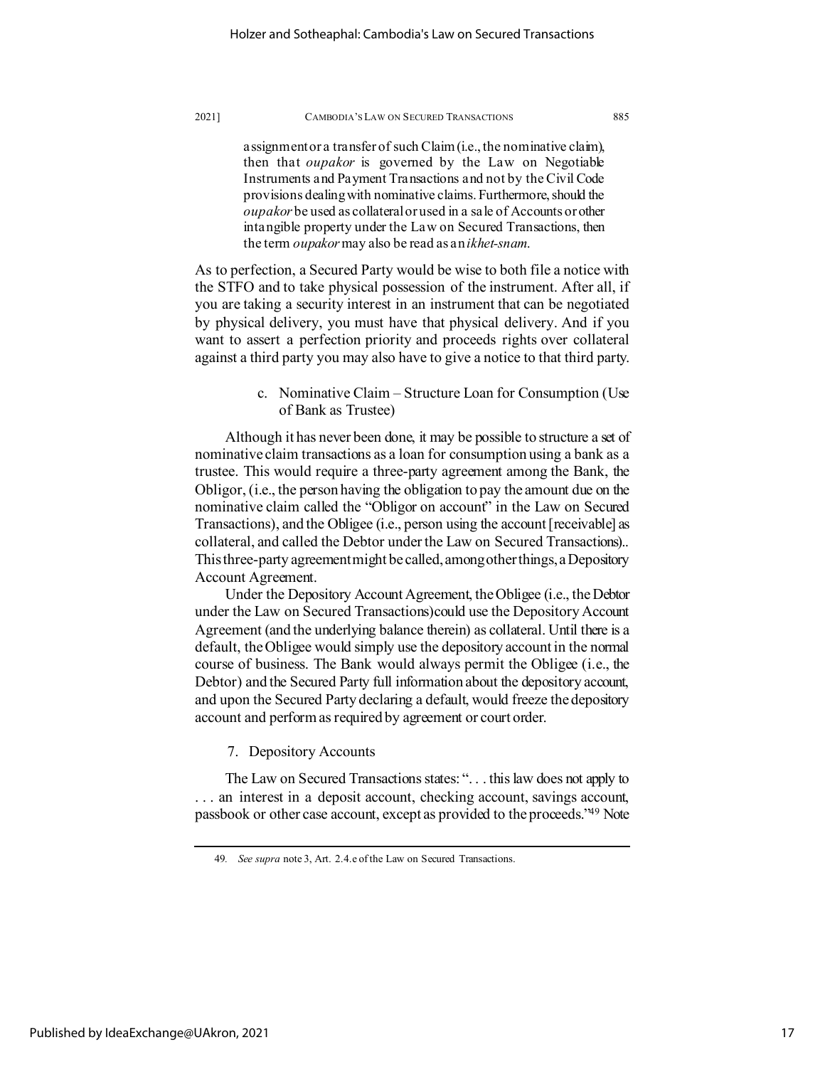assignment or a transfer of such Claim (i.e., the nominative claim), then that *oupakor* is governed by the Law on Negotiable Instruments and Payment Transactions and not by the Civil Code provisions dealing with nominative claims. Furthermore, should the *oupakor* be used as collateral or used in a sale of Accounts or other intangible property under the Law on Secured Transactions, then the term *oupakor* may also be read as an *ikhet-snam*.

As to perfection, a Secured Party would be wise to both file a notice with the STFO and to take physical possession of the instrument. After all, if you are taking a security interest in an instrument that can be negotiated by physical delivery, you must have that physical delivery. And if you want to assert a perfection priority and proceeds rights over collateral against a third party you may also have to give a notice to that third party.

c. Nominative Claim – Structure Loan for Consumption (Use of Bank as Trustee)

Although it has never been done, it may be possible to structure a set of nominative claim transactions as a loan for consumption using a bank as a trustee. This would require a three-party agreement among the Bank, the Obligor, (i.e., the person having the obligation to pay the amount due on the nominative claim called the "Obligor on account" in the Law on Secured Transactions), and the Obligee (i.e., person using the account [receivable] as collateral, and called the Debtor under the Law on Secured Transactions).. This three-party agreement might be called, among other things, a Depository Account Agreement.

Under the Depository Account Agreement, the Obligee (i.e., the Debtor under the Law on Secured Transactions) could use the Depository Account Agreement (and the underlying balance therein) as collateral. Until there is a default, the Obligee would simply use the depository account in the normal course of business. The Bank would always permit the Obligee (i.e., the Debtor) and the Secured Party full information about the depository account, and upon the Secured Party declaring a default, would freeze the depository account and perform as required by agreement or court order.

7. Depository Accounts

The Law on Secured Transactions states: ". . . this law does not apply to . . . an interest in a deposit account, checking account, savings account, passbook or other case account, except as provided to the proceeds."[49] Note

---

49. *See supra* note 3, Art. 2.4.e of the Law on Secured Transactions.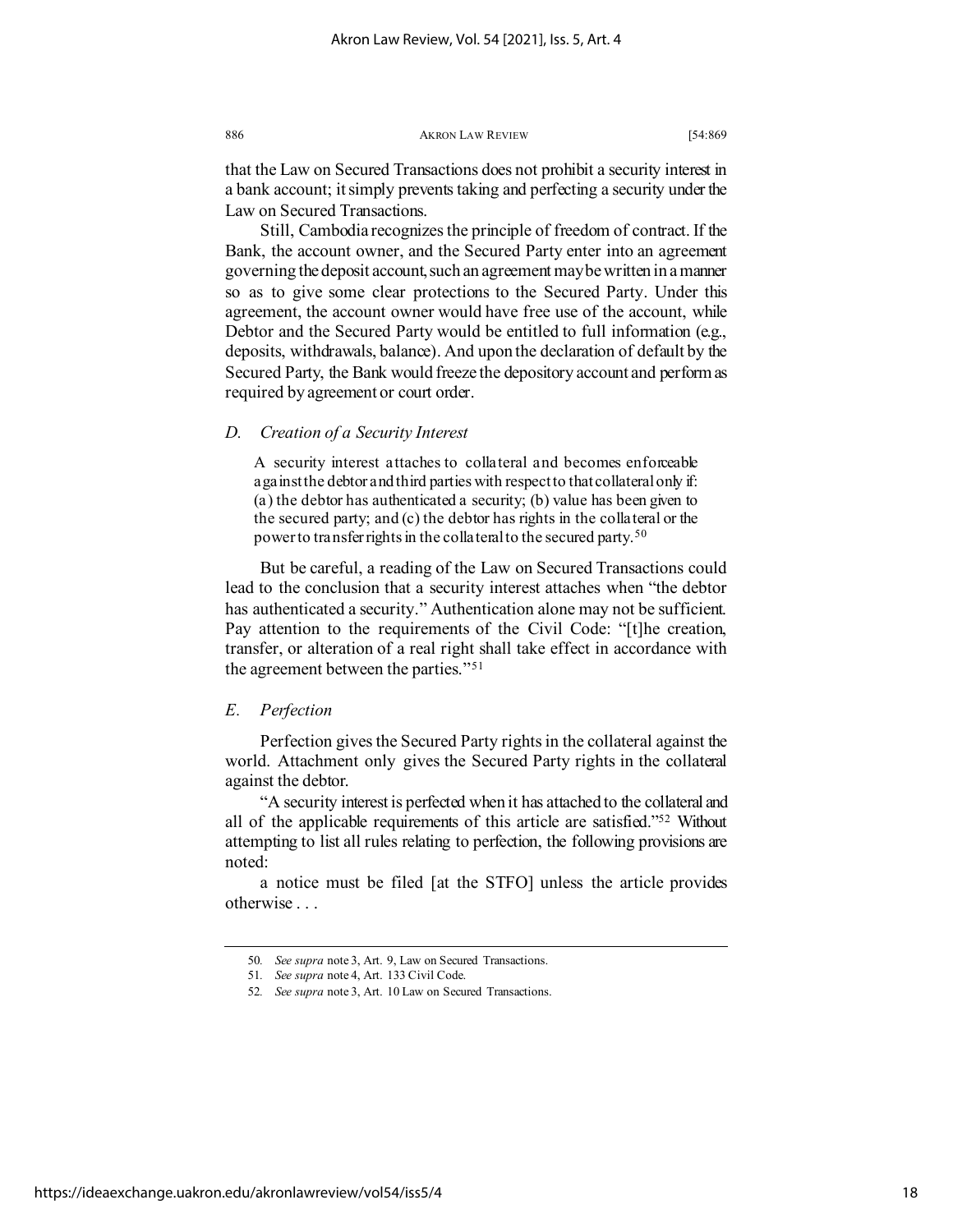that the Law on Secured Transactions does not prohibit a security interest in a bank account; it simply prevents taking and perfecting a security under the Law on Secured Transactions.

Still, Cambodia recognizes the principle of freedom of contract. If the Bank, the account owner, and the Secured Party enter into an agreement governing the deposit account, such an agreement may be written in a manner so as to give some clear protections to the Secured Party. Under this agreement, the account owner would have free use of the account, while Debtor and the Secured Party would be entitled to full information (e.g., deposits, withdrawals, balance). And upon the declaration of default by the Secured Party, the Bank would freeze the depository account and perform as required by agreement or court order.

### *D. Creation of a Security Interest*

> A security interest attaches to collateral and becomes enforceable against the debtor and third parties with respect to that collateral only if: (a) the debtor has authenticated a security; (b) value has been given to the secured party; and (c) the debtor has rights in the collateral or the power to transfer rights in the collateral to the secured party.[50]

But be careful, a reading of the Law on Secured Transactions could lead to the conclusion that a security interest attaches when "the debtor has authenticated a security." Authentication alone may not be sufficient. Pay attention to the requirements of the Civil Code: "[t]he creation, transfer, or alteration of a real right shall take effect in accordance with the agreement between the parties."[51]

### *E. Perfection*

Perfection gives the Secured Party rights in the collateral against the world. Attachment only gives the Secured Party rights in the collateral against the debtor.

"A security interest is perfected when it has attached to the collateral and all of the applicable requirements of this article are satisfied."[52] Without attempting to list all rules relating to perfection, the following provisions are noted:

a notice must be filed [at the STFO] unless the article provides otherwise . . .

---

50. *See supra* note 3, Art. 9, Law on Secured Transactions.

51. *See supra* note 4, Art. 133 Civil Code.

52. *See supra* note 3, Art. 10 Law on Secured Transactions.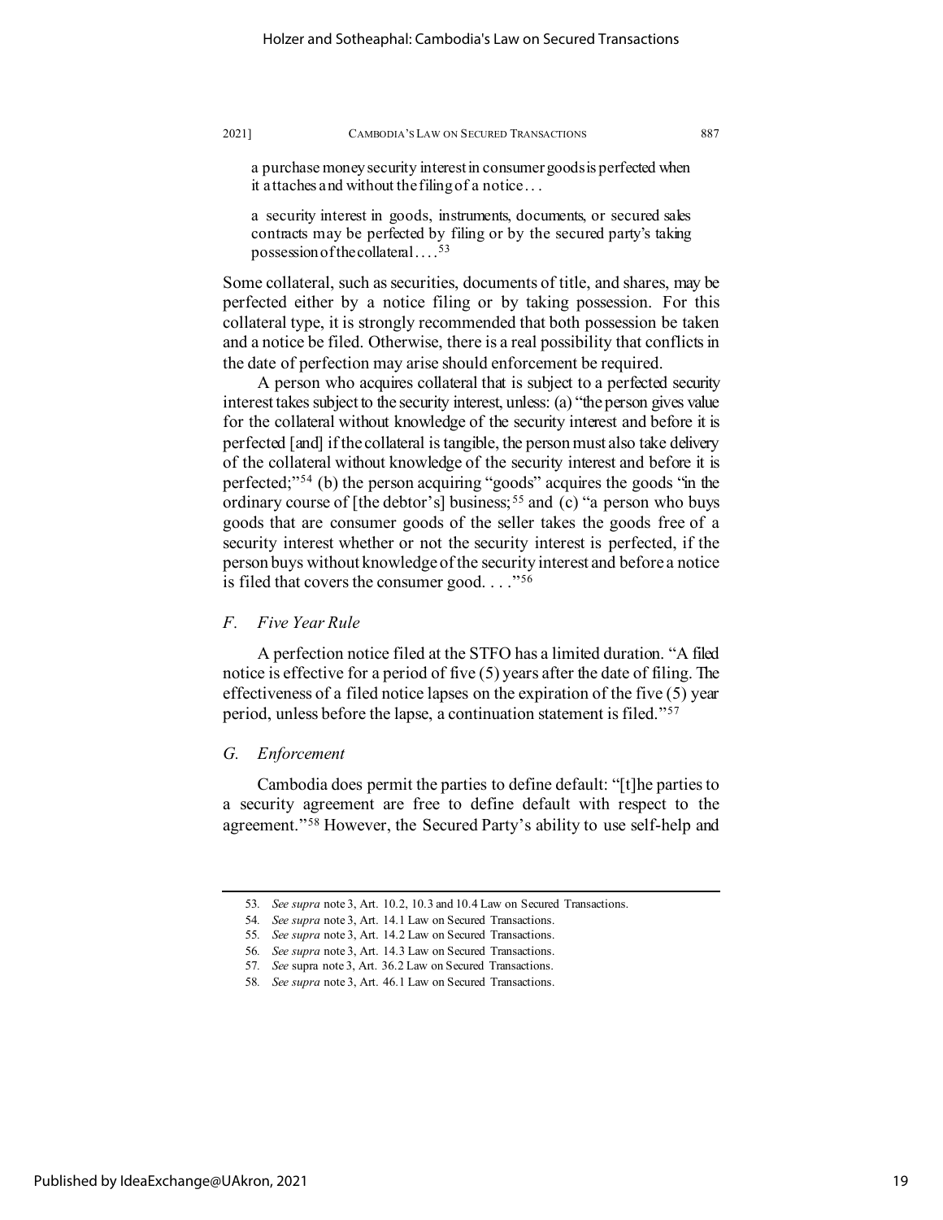> a purchase money security interest in consumer goods is perfected when it attaches and without the filing of a notice . . .
>
> a security interest in goods, instruments, documents, or secured sales contracts may be perfected by filing or by the secured party's taking possession of the collateral . . . .[53]

Some collateral, such as securities, documents of title, and shares, may be perfected either by a notice filing or by taking possession. For this collateral type, it is strongly recommended that both possession be taken and a notice be filed. Otherwise, there is a real possibility that conflicts in the date of perfection may arise should enforcement be required.

A person who acquires collateral that is subject to a perfected security interest takes subject to the security interest, unless: (a) "the person gives value for the collateral without knowledge of the security interest and before it is perfected [and] if the collateral is tangible, the person must also take delivery of the collateral without knowledge of the security interest and before it is perfected;"[54] (b) the person acquiring "goods" acquires the goods "in the ordinary course of [the debtor's] business;[55] and (c) "a person who buys goods that are consumer goods of the seller takes the goods free of a security interest whether or not the security interest is perfected, if the person buys without knowledge of the security interest and before a notice is filed that covers the consumer good. . . ."[56]

### *F. Five Year Rule*

A perfection notice filed at the STFO has a limited duration. "A filed notice is effective for a period of five (5) years after the date of filing. The effectiveness of a filed notice lapses on the expiration of the five (5) year period, unless before the lapse, a continuation statement is filed."[57]

### *G. Enforcement*

Cambodia does permit the parties to define default: "[t]he parties to a security agreement are free to define default with respect to the agreement."[58] However, the Secured Party's ability to use self-help and

---

53. *See supra* note 3, Art. 10.2, 10.3 and 10.4 Law on Secured Transactions.

54. *See supra* note 3, Art. 14.1 Law on Secured Transactions.

55. *See supra* note 3, Art. 14.2 Law on Secured Transactions.

56. *See supra* note 3, Art. 14.3 Law on Secured Transactions.

57. *See* supra note 3, Art. 36.2 Law on Secured Transactions.

58. *See supra* note 3, Art. 46.1 Law on Secured Transactions.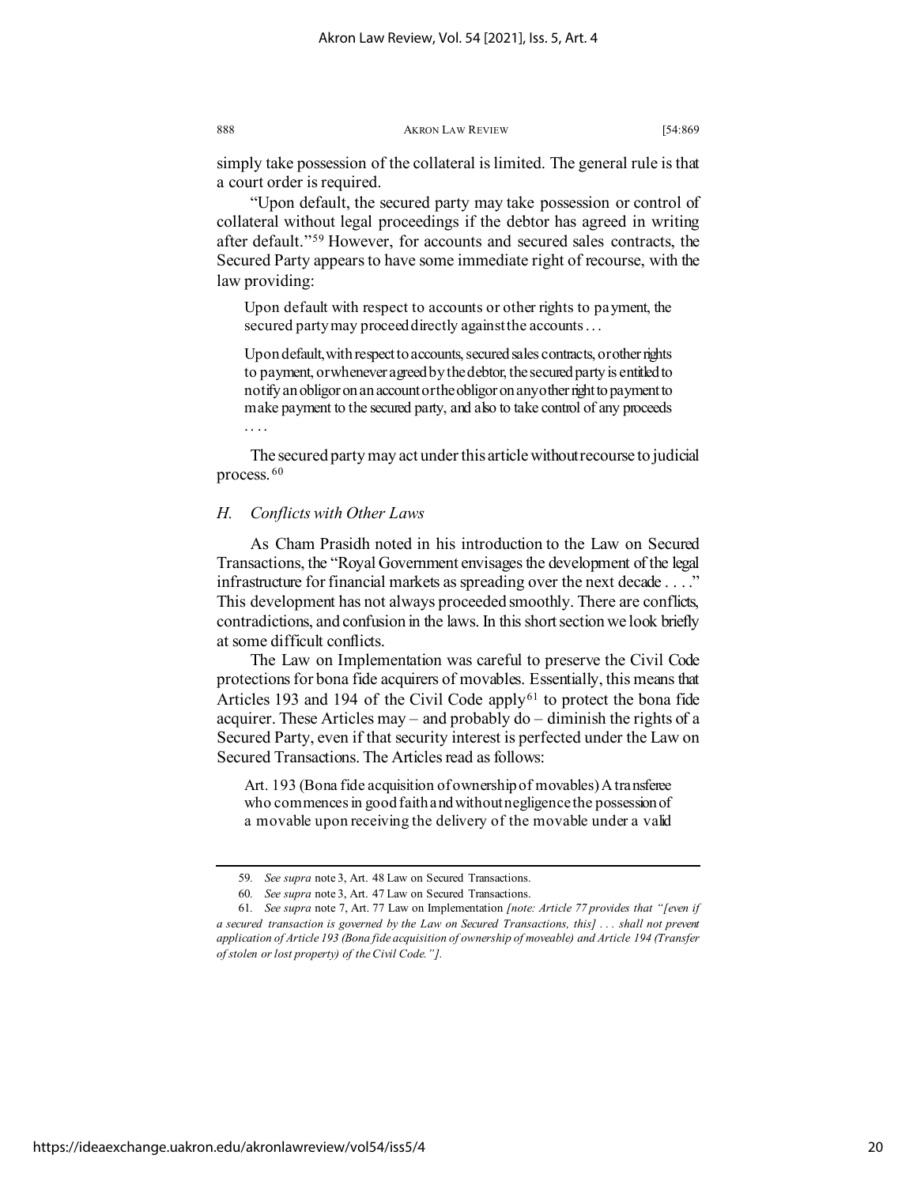simply take possession of the collateral is limited. The general rule is that a court order is required.

"Upon default, the secured party may take possession or control of collateral without legal proceedings if the debtor has agreed in writing after default."[59] However, for accounts and secured sales contracts, the Secured Party appears to have some immediate right of recourse, with the law providing:

> Upon default with respect to accounts or other rights to payment, the secured party may proceed directly against the accounts . . .
>
> Upon default, with respect to accounts, secured sales contracts, or other rights to payment, or whenever agreed by the debtor, the secured party is entitled to notify an obligor on an account or the obligor on any other right to payment to make payment to the secured party, and also to take control of any proceeds . . . .
>
> The secured party may act under this article without recourse to judicial process.[60]

### *H. Conflicts with Other Laws*

As Cham Prasidh noted in his introduction to the Law on Secured Transactions, the "Royal Government envisages the development of the legal infrastructure for financial markets as spreading over the next decade . . . ." This development has not always proceeded smoothly. There are conflicts, contradictions, and confusion in the laws. In this short section we look briefly at some difficult conflicts.

The Law on Implementation was careful to preserve the Civil Code protections for bona fide acquirers of movables. Essentially, this means that Articles 193 and 194 of the Civil Code apply[61] to protect the bona fide acquirer. These Articles may – and probably do – diminish the rights of a Secured Party, even if that security interest is perfected under the Law on Secured Transactions. The Articles read as follows:

> Art. 193 (Bona fide acquisition of ownership of movables) A transferee who commences in good faith and without negligence the possession of a movable upon receiving the delivery of the movable under a valid

---

59. *See supra* note 3, Art. 48 Law on Secured Transactions.

60. *See supra* note 3, Art. 47 Law on Secured Transactions.

61. *See supra* note 7, Art. 77 Law on Implementation *[note: Article 77 provides that "[even if a secured transaction is governed by the Law on Secured Transactions, this] . . . shall not prevent application of Article 193 (Bona fide acquisition of ownership of moveable) and Article 194 (Transfer of stolen or lost property) of the Civil Code."].*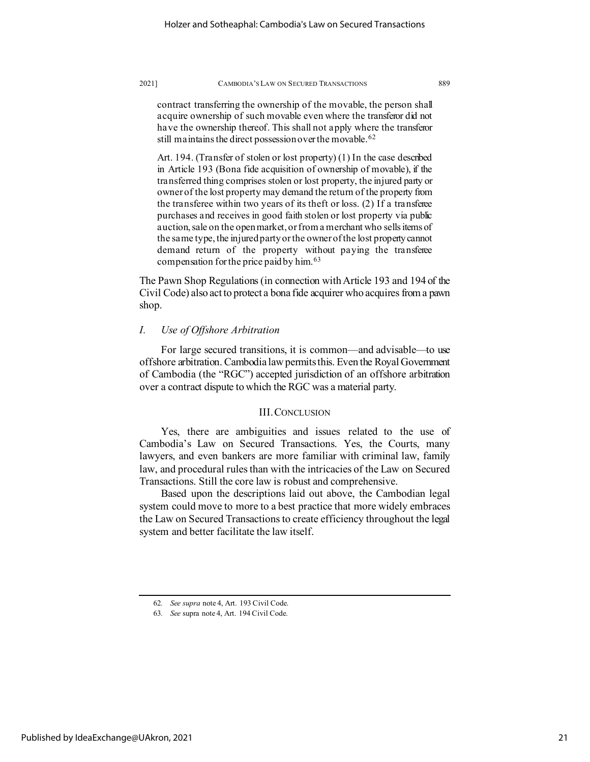contract transferring the ownership of the movable, the person shall acquire ownership of such movable even where the transferor did not have the ownership thereof. This shall not apply where the transferor still maintains the direct possession over the movable.[62]

Art. 194. (Transfer of stolen or lost property) (1) In the case described in Article 193 (Bona fide acquisition of ownership of movable), if the transferred thing comprises stolen or lost property, the injured party or owner of the lost property may demand the return of the property from the transferee within two years of its theft or loss. (2) If a transferee purchases and receives in good faith stolen or lost property via public auction, sale on the open market, or from a merchant who sells items of the same type, the injured party or the owner of the lost property cannot demand return of the property without paying the transferee compensation for the price paid by him.[63]

The Pawn Shop Regulations (in connection with Article 193 and 194 of the Civil Code) also act to protect a bona fide acquirer who acquires from a pawn shop.

### *I. Use of Offshore Arbitration*

For large secured transitions, it is common—and advisable—to use offshore arbitration. Cambodia law permits this. Even the Royal Government of Cambodia (the "RGC") accepted jurisdiction of an offshore arbitration over a contract dispute to which the RGC was a material party.

## III. CONCLUSION

Yes, there are ambiguities and issues related to the use of Cambodia's Law on Secured Transactions. Yes, the Courts, many lawyers, and even bankers are more familiar with criminal law, family law, and procedural rules than with the intricacies of the Law on Secured Transactions. Still the core law is robust and comprehensive.

Based upon the descriptions laid out above, the Cambodian legal system could move to more to a best practice that more widely embraces the Law on Secured Transactions to create efficiency throughout the legal system and better facilitate the law itself.

---

62. *See supra* note 4, Art. 193 Civil Code.

63. *See* supra note 4, Art. 194 Civil Code.